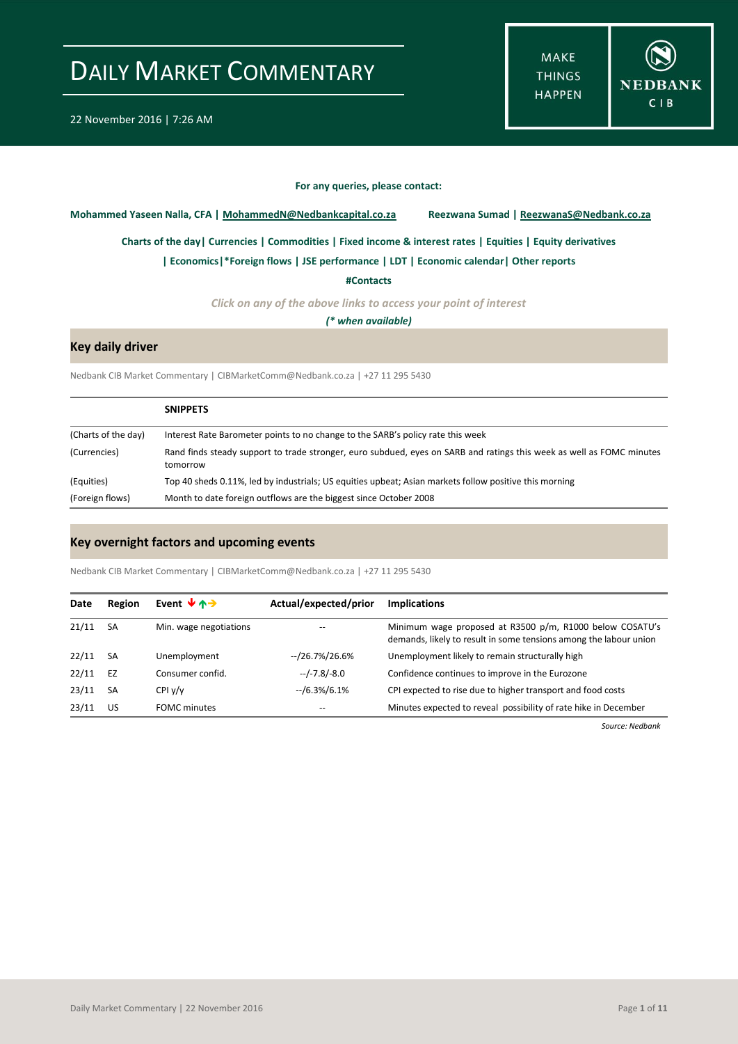# DAILY MARKET COMMENTARY

22 November 2016 | 7:26 AM

MAKE THINGS HAPPEN

NEDBANK CIB

**For any queries, please contact:**

**Mohammed Yaseen Nalla, CFA | MohammedN@Nedbankcapital.co.za** **Reezwana Sumad | ReezwanaS@Nedbank.co.za**

**Charts of the day| Currencies | Commodities | Fixed income & interest rates | Equities | Equity derivatives**

**| Economics|*Foreign flows | JSE performance | LDT | Economic calendar| Other reports**

**#Contacts**

***Click on any of the above links to access your point of interest***

***(* when available)***

## Key daily driver

Nedbank CIB Market Commentary | CIBMarketComm@Nedbank.co.za | +27 11 295 5430

| | **SNIPPETS** |
|---|---|
| (Charts of the day) | Interest Rate Barometer points to no change to the SARB's policy rate this week |
| (Currencies) | Rand finds steady support to trade stronger, euro subdued, eyes on SARB and ratings this week as well as FOMC minutes tomorrow |
| (Equities) | Top 40 sheds 0.11%, led by industrials; US equities upbeat; Asian markets follow positive this morning |
| (Foreign flows) | Month to date foreign outflows are the biggest since October 2008 |

## Key overnight factors and upcoming events

Nedbank CIB Market Commentary | CIBMarketComm@Nedbank.co.za | +27 11 295 5430

| Date | Region | Event ↓↑→ | Actual/expected/prior | Implications |
|---|---|---|---|---|
| 21/11 | SA | Min. wage negotiations | -- | Minimum wage proposed at R3500 p/m, R1000 below COSATU's demands, likely to result in some tensions among the labour union |
| 22/11 | SA | Unemployment | --/26.7%/26.6% | Unemployment likely to remain structurally high |
| 22/11 | EZ | Consumer confid. | --/-7.8/-8.0 | Confidence continues to improve in the Eurozone |
| 23/11 | SA | CPI y/y | --/6.3%/6.1% | CPI expected to rise due to higher transport and food costs |
| 23/11 | US | FOMC minutes | -- | Minutes expected to reveal possibility of rate hike in December |

*Source: Nedbank*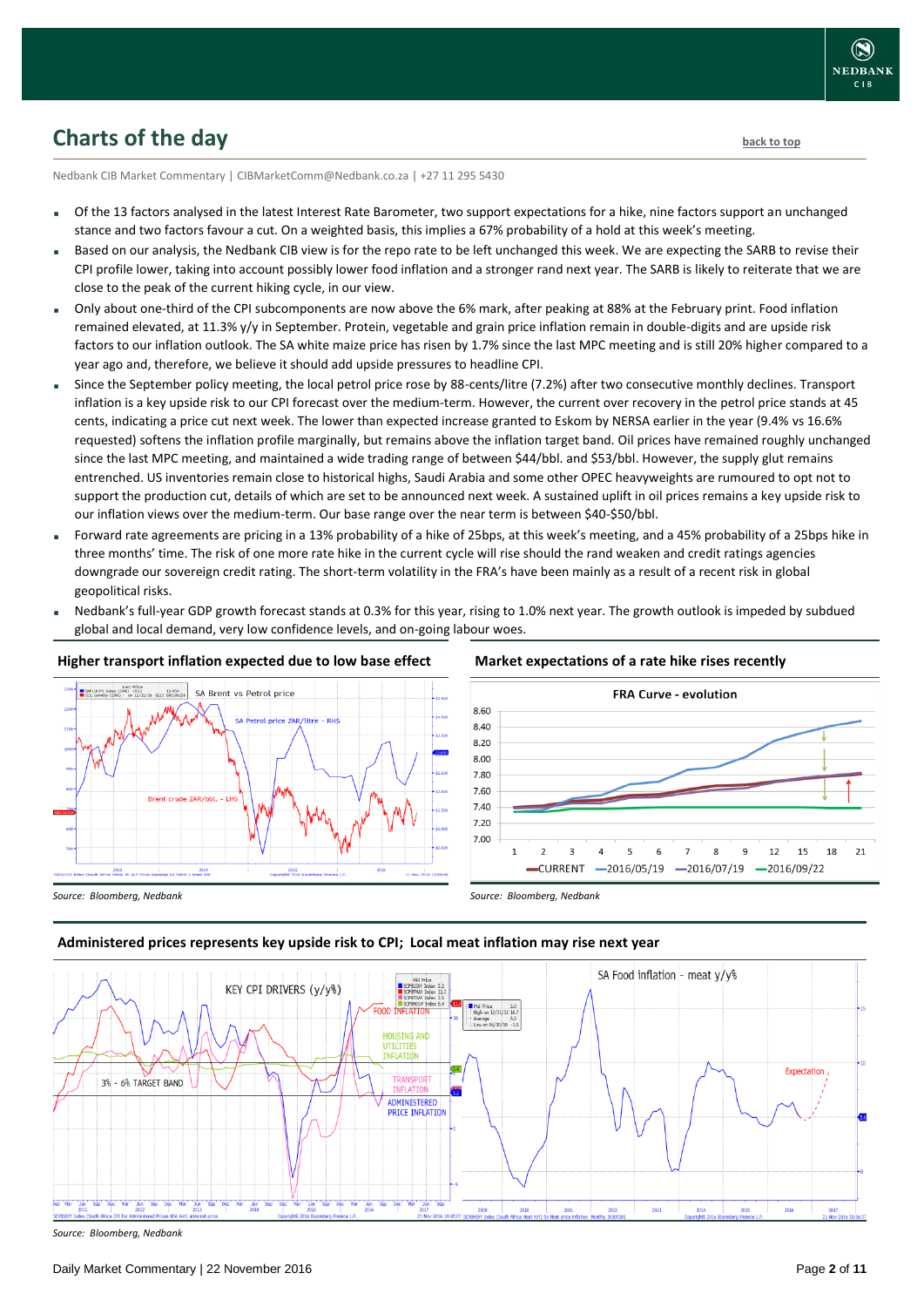## Charts of the day

Nedbank CIB Market Commentary | CIBMarketComm@Nedbank.co.za | +27 11 295 5430

- Of the 13 factors analysed in the latest Interest Rate Barometer, two support expectations for a hike, nine factors support an unchanged stance and two factors favour a cut. On a weighted basis, this implies a 67% probability of a hold at this week's meeting.
- Based on our analysis, the Nedbank CIB view is for the repo rate to be left unchanged this week. We are expecting the SARB to revise their CPI profile lower, taking into account possibly lower food inflation and a stronger rand next year. The SARB is likely to reiterate that we are close to the peak of the current hiking cycle, in our view.
- Only about one-third of the CPI subcomponents are now above the 6% mark, after peaking at 88% at the February print. Food inflation remained elevated, at 11.3% y/y in September. Protein, vegetable and grain price inflation remain in double-digits and are upside risk factors to our inflation outlook. The SA white maize price has risen by 1.7% since the last MPC meeting and is still 20% higher compared to a year ago and, therefore, we believe it should add upside pressures to headline CPI.
- Since the September policy meeting, the local petrol price rose by 88-cents/litre (7.2%) after two consecutive monthly declines. Transport inflation is a key upside risk to our CPI forecast over the medium-term. However, the current over recovery in the petrol price stands at 45 cents, indicating a price cut next week. The lower than expected increase granted to Eskom by NERSA earlier in the year (9.4% vs 16.6% requested) softens the inflation profile marginally, but remains above the inflation target band. Oil prices have remained roughly unchanged since the last MPC meeting, and maintained a wide trading range of between $44/bbl. and $53/bbl. However, the supply glut remains entrenched. US inventories remain close to historical highs, Saudi Arabia and some other OPEC heavyweights are rumoured to opt not to support the production cut, details of which are set to be announced next week. A sustained uplift in oil prices remains a key upside risk to our inflation views over the medium-term. Our base range over the near term is between $40-$50/bbl.
- Forward rate agreements are pricing in a 13% probability of a hike of 25bps, at this week's meeting, and a 45% probability of a 25bps hike in three months' time. The risk of one more rate hike in the current cycle will rise should the rand weaken and credit ratings agencies downgrade our sovereign credit rating. The short-term volatility in the FRA's have been mainly as a result of a recent risk in global geopolitical risks.
- Nedbank's full-year GDP growth forecast stands at 0.3% for this year, rising to 1.0% next year. The growth outlook is impeded by subdued global and local demand, very low confidence levels, and on-going labour woes.

**Higher transport inflation expected due to low base effect**

*Source: Bloomberg, Nedbank*

**Market expectations of a rate hike rises recently**

*Source: Bloomberg, Nedbank*

**Administered prices represents key upside risk to CPI; Local meat inflation may rise next year**

*Source: Bloomberg, Nedbank*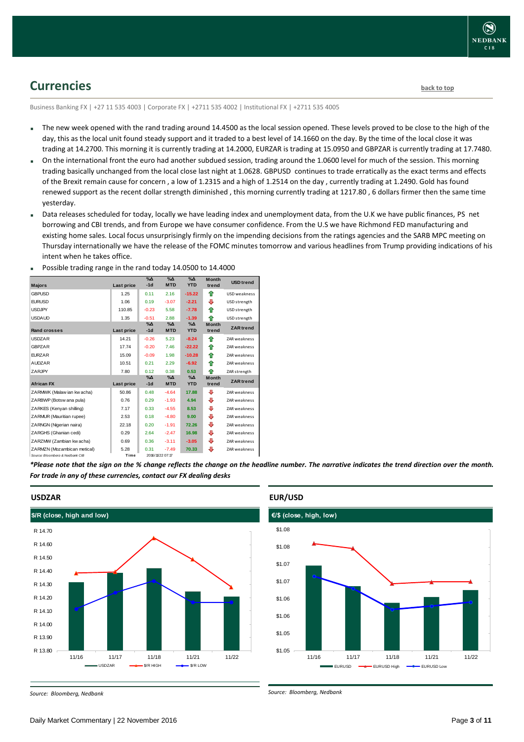## Currencies

back to top

Business Banking FX | +27 11 535 4003 | Corporate FX | +2711 535 4002 | Institutional FX | +2711 535 4005

- The new week opened with the rand trading around 14.4500 as the local session opened. These levels proved to be close to the high of the day, this as the local unit found steady support and it traded to a best level of 14.1660 on the day. By the time of the local close it was trading at 14.2700. This morning it is currently trading at 14.2000, EURZAR is trading at 15.0950 and GBPZAR is currently trading at 17.7480.
- On the international front the euro had another subdued session, trading around the 1.0600 level for much of the session. This morning trading basically unchanged from the local close last night at 1.0628. GBPUSD continues to trade erratically as the exact terms and effects of the Brexit remain cause for concern , a low of 1.2315 and a high of 1.2514 on the day , currently trading at 1.2490. Gold has found renewed support as the recent dollar strength diminished , this morning currently trading at 1217.80 , 6 dollars firmer then the same time yesterday.
- Data releases scheduled for today, locally we have leading index and unemployment data, from the U.K we have public finances, PS net borrowing and CBI trends, and from Europe we have consumer confidence. From the U.S we have Richmond FED manufacturing and existing home sales. Local focus unsurprisingly firmly on the impending decisions from the ratings agencies and the SARB MPC meeting on Thursday internationally we have the release of the FOMC minutes tomorrow and various headlines from Trump providing indications of his intent when he takes office.
- Possible trading range in the rand today 14.0500 to 14.4000

| Majors | Last price | %Δ -1d | %Δ MTD | %Δ YTD | Month trend | USD trend |
|---|---|---|---|---|---|---|
| GBPUSD | 1.25 | 0.11 | 2.16 | -15.22 | ⇧ | USD weakness |
| EURUSD | 1.06 | 0.19 | -3.07 | -2.21 | ⇩ | USD strength |
| USDJPY | 110.85 | -0.23 | 5.58 | -7.78 | ⇧ | USD strength |
| USDAUD | 1.35 | -0.51 | 2.88 | -1.39 | ⇧ | USD strength |
| **Rand crosses** | **Last price** | **%Δ -1d** | **%Δ MTD** | **%Δ YTD** | **Month trend** | **ZAR trend** |
| USDZAR | 14.21 | -0.26 | 5.23 | -8.24 | ⇧ | ZAR weakness |
| GBPZAR | 17.74 | -0.20 | 7.46 | -22.22 | ⇧ | ZAR weakness |
| EURZAR | 15.09 | -0.09 | 1.98 | -10.28 | ⇧ | ZAR weakness |
| AUDZAR | 10.51 | 0.21 | 2.29 | -6.92 | ⇧ | ZAR weakness |
| ZARJPY | 7.80 | 0.12 | 0.38 | 0.53 | ⇧ | ZAR strength |
| **African FX** | **Last price** | **%Δ -1d** | **%Δ MTD** | **%Δ YTD** | **Month trend** | **ZAR trend** |
| ZARMWK (Malawian kwacha) | 50.86 | 0.48 | -4.64 | 17.88 | ⇩ | ZAR weakness |
| ZARBWP (Botswana pula) | 0.76 | 0.29 | -1.93 | 4.94 | ⇩ | ZAR weakness |
| ZARKES (Kenyan shilling) | 7.17 | 0.33 | -4.55 | 8.53 | ⇩ | ZAR weakness |
| ZARMUR (Mauritian rupee) | 2.53 | 0.18 | -4.80 | 9.00 | ⇩ | ZAR weakness |
| ZARNGN (Nigerian naira) | 22.18 | 0.20 | -1.91 | 72.26 | ⇩ | ZAR weakness |
| ZARGHS (Ghanian cedi) | 0.29 | 2.64 | -2.47 | 16.98 | ⇩ | ZAR weakness |
| ZARZMW (Zambian kwacha) | 0.69 | 0.36 | -3.11 | -3.05 | ⇩ | ZAR weakness |
| ZARMZN (Mozambican metical) | 5.28 | 0.31 | -7.49 | 70.33 | ⇩ | ZAR weakness |

Source: Bloomberg & Nedbank CIB | Time 2016/11/22 07:17

*\*Please note that the sign on the % change reflects the change on the headline number. The narrative indicates the trend direction over the month. For trade in any of these currencies, contact our FX dealing desks*

### USDZAR

$/R (close, high and low)

Source: Bloomberg, Nedbank

### EUR/USD

€/$ (close, high, low)

Source: Bloomberg, Nedbank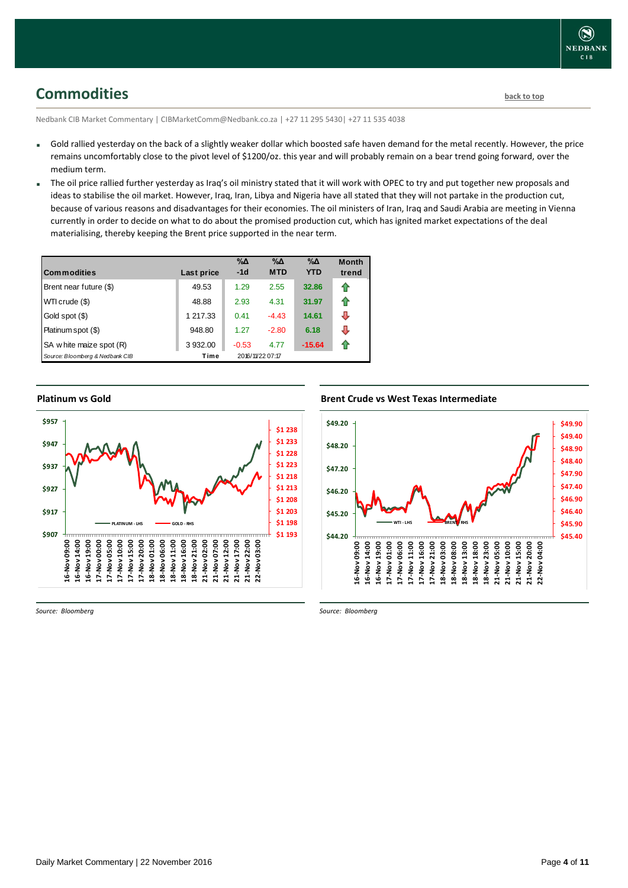## Commodities

back to top

Nedbank CIB Market Commentary | CIBMarketComm@Nedbank.co.za | +27 11 295 5430| +27 11 535 4038

- Gold rallied yesterday on the back of a slightly weaker dollar which boosted safe haven demand for the metal recently. However, the price remains uncomfortably close to the pivot level of $1200/oz. this year and will probably remain on a bear trend going forward, over the medium term.
- The oil price rallied further yesterday as Iraq's oil ministry stated that it will work with OPEC to try and put together new proposals and ideas to stabilise the oil market. However, Iraq, Iran, Libya and Nigeria have all stated that they will not partake in the production cut, because of various reasons and disadvantages for their economies. The oil ministers of Iran, Iraq and Saudi Arabia are meeting in Vienna currently in order to decide on what to do about the promised production cut, which has ignited market expectations of the deal materialising, thereby keeping the Brent price supported in the near term.

| Commodities | Last price | %Δ -1d | %Δ MTD | %Δ YTD | Month trend |
|---|---|---|---|---|---|
| Brent near future ($) | 49.53 | 1.29 | 2.55 | 32.86 | ⇧ |
| WTI crude ($) | 48.88 | 2.93 | 4.31 | 31.97 | ⇧ |
| Gold spot ($) | 1 217.33 | 0.41 | -4.43 | 14.61 | ⇩ |
| Platinum spot ($) | 948.80 | 1.27 | -2.80 | 6.18 | ⇩ |
| SA white maize spot (R) | 3 932.00 | -0.53 | 4.77 | -15.64 | ⇧ |
| Source: Bloomberg & Nedbank CIB | Time | 2016/11/22 07:17 | | | |

**Platinum vs Gold**

Source: Bloomberg

**Brent Crude vs West Texas Intermediate**

Source: Bloomberg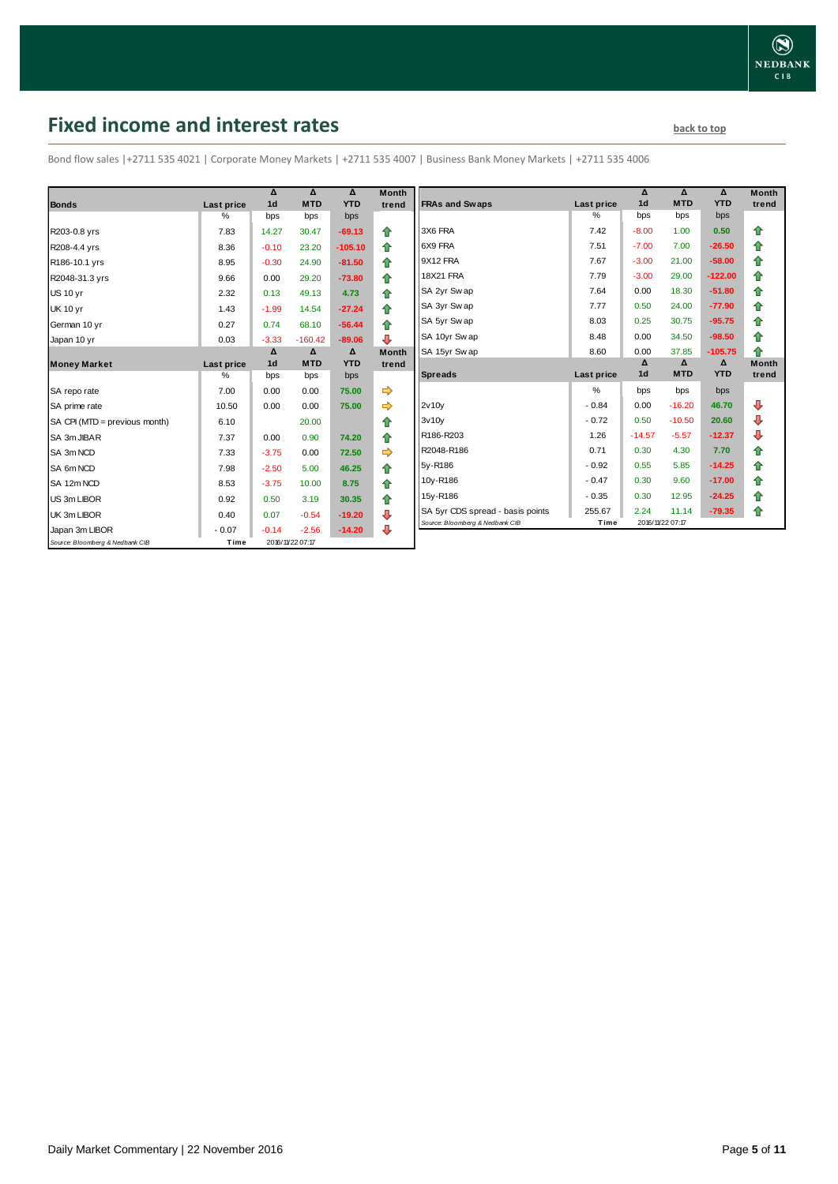## Fixed income and interest rates

back to top

Bond flow sales |+2711 535 4021 | Corporate Money Markets | +2711 535 4007 | Business Bank Money Markets | +2711 535 4006

| Bonds | Last price | Δ 1d | Δ MTD | Δ YTD | Month trend |
|---|---|---|---|---|---|
| | % | bps | bps | bps | |
| R203-0.8 yrs | 7.83 | 14.27 | 30.47 | -69.13 | ⇧ |
| R208-4.4 yrs | 8.36 | -0.10 | 23.20 | -105.10 | ⇧ |
| R186-10.1 yrs | 8.95 | -0.30 | 24.90 | -81.50 | ⇧ |
| R2048-31.3 yrs | 9.66 | 0.00 | 29.20 | -73.80 | ⇧ |
| US 10 yr | 2.32 | 0.13 | 49.13 | 4.73 | ⇧ |
| UK 10 yr | 1.43 | -1.99 | 14.54 | -27.24 | ⇧ |
| German 10 yr | 0.27 | 0.74 | 68.10 | -56.44 | ⇧ |
| Japan 10 yr | 0.03 | -3.33 | -160.42 | -89.06 | ⇩ |

| Money Market | Last price | Δ 1d | Δ MTD | Δ YTD | Month trend |
|---|---|---|---|---|---|
| | % | bps | bps | bps | |
| SA repo rate | 7.00 | 0.00 | 0.00 | 75.00 | ⇨ |
| SA prime rate | 10.50 | 0.00 | 0.00 | 75.00 | ⇨ |
| SA CPI (MTD = previous month) | 6.10 | | 20.00 | | ⇧ |
| SA 3m JIBAR | 7.37 | 0.00 | 0.90 | 74.20 | ⇧ |
| SA 3m NCD | 7.33 | -3.75 | 0.00 | 72.50 | ⇨ |
| SA 6m NCD | 7.98 | -2.50 | 5.00 | 46.25 | ⇧ |
| SA 12m NCD | 8.53 | -3.75 | 10.00 | 8.75 | ⇧ |
| US 3m LIBOR | 0.92 | 0.50 | 3.19 | 30.35 | ⇧ |
| UK 3m LIBOR | 0.40 | 0.07 | -0.54 | -19.20 | ⇩ |
| Japan 3m LIBOR | -0.07 | -0.14 | -2.56 | -14.20 | ⇩ |

Source: Bloomberg & Nedbank CIB | Time 2016/11/22 07:17

| FRAs and Swaps | Last price | Δ 1d | Δ MTD | Δ YTD | Month trend |
|---|---|---|---|---|---|
| | % | bps | bps | bps | |
| 3X6 FRA | 7.42 | -8.00 | 1.00 | 0.50 | ⇧ |
| 6X9 FRA | 7.51 | -7.00 | 7.00 | -26.50 | ⇧ |
| 9X12 FRA | 7.67 | -3.00 | 21.00 | -58.00 | ⇧ |
| 18X21 FRA | 7.79 | -3.00 | 29.00 | -122.00 | ⇧ |
| SA 2yr Swap | 7.64 | 0.00 | 18.30 | -51.80 | ⇧ |
| SA 3yr Swap | 7.77 | 0.50 | 24.00 | -77.90 | ⇧ |
| SA 5yr Swap | 8.03 | 0.25 | 30.75 | -95.75 | ⇧ |
| SA 10yr Swap | 8.48 | 0.00 | 34.50 | -98.50 | ⇧ |
| SA 15yr Swap | 8.60 | 0.00 | 37.85 | -105.75 | ⇧ |

| Spreads | Last price | Δ 1d | Δ MTD | Δ YTD | Month trend |
|---|---|---|---|---|---|
| | % | bps | bps | bps | |
| 2v10y | -0.84 | 0.00 | -16.20 | 46.70 | ⇩ |
| 3v10y | -0.72 | 0.50 | -10.50 | 20.60 | ⇩ |
| R186-R203 | 1.26 | -14.57 | -5.57 | -12.37 | ⇩ |
| R2048-R186 | 0.71 | 0.30 | 4.30 | 7.70 | ⇧ |
| 5y-R186 | -0.92 | 0.55 | 5.85 | -14.25 | ⇧ |
| 10y-R186 | -0.47 | 0.30 | 9.60 | -17.00 | ⇧ |
| 15y-R186 | -0.35 | 0.30 | 12.95 | -24.25 | ⇧ |
| SA 5yr CDS spread - basis points | 255.67 | 2.24 | 11.14 | -79.35 | ⇧ |

Source: Bloomberg & Nedbank CIB | Time 2016/11/22 07:17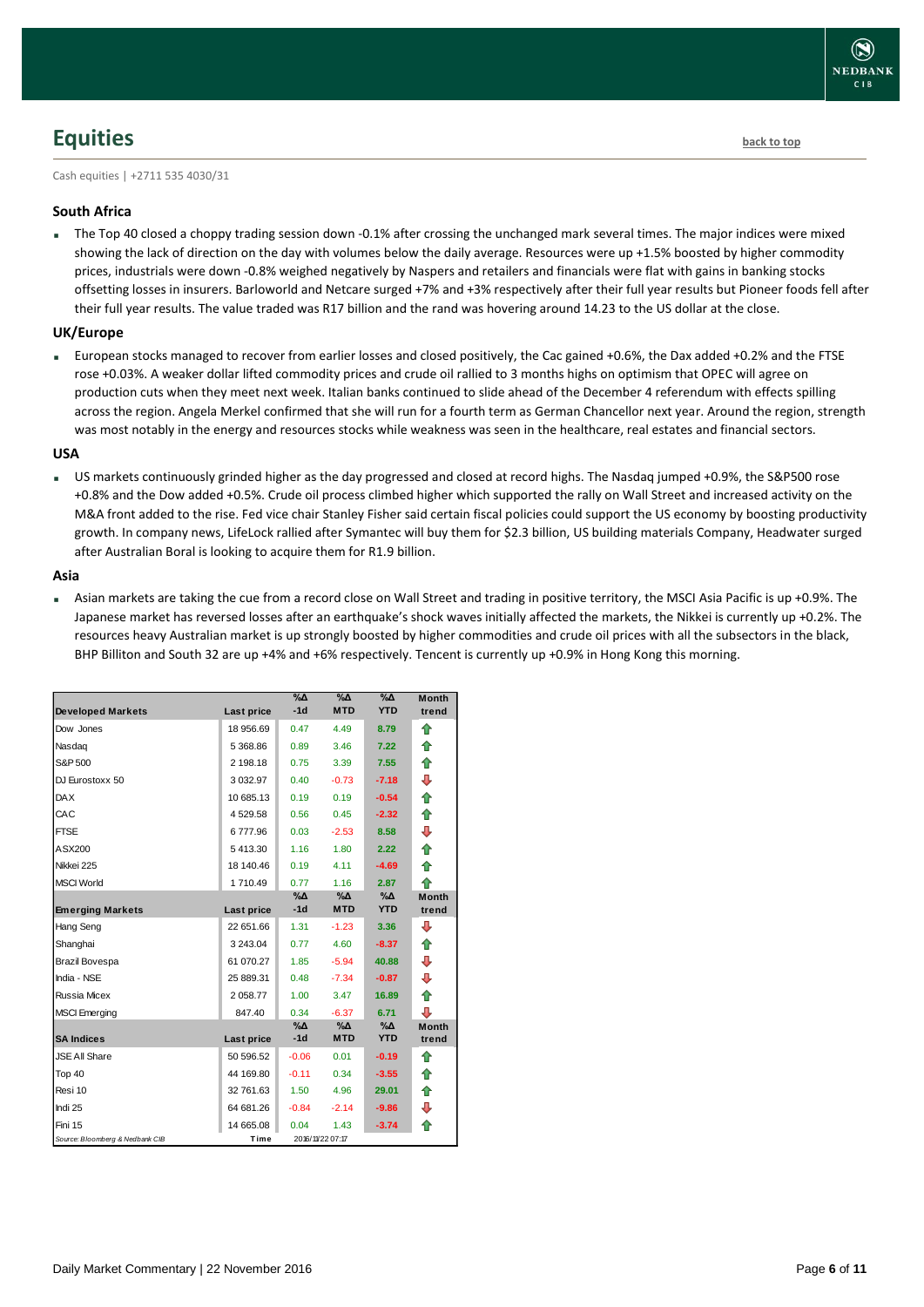# Equities

back to top

Cash equities | +2711 535 4030/31

### South Africa

- The Top 40 closed a choppy trading session down -0.1% after crossing the unchanged mark several times. The major indices were mixed showing the lack of direction on the day with volumes below the daily average. Resources were up +1.5% boosted by higher commodity prices, industrials were down -0.8% weighed negatively by Naspers and retailers and financials were flat with gains in banking stocks offsetting losses in insurers. Barloworld and Netcare surged +7% and +3% respectively after their full year results but Pioneer foods fell after their full year results. The value traded was R17 billion and the rand was hovering around 14.23 to the US dollar at the close.

### UK/Europe

- European stocks managed to recover from earlier losses and closed positively, the Cac gained +0.6%, the Dax added +0.2% and the FTSE rose +0.03%. A weaker dollar lifted commodity prices and crude oil rallied to 3 months highs on optimism that OPEC will agree on production cuts when they meet next week. Italian banks continued to slide ahead of the December 4 referendum with effects spilling across the region. Angela Merkel confirmed that she will run for a fourth term as German Chancellor next year. Around the region, strength was most notably in the energy and resources stocks while weakness was seen in the healthcare, real estates and financial sectors.

### USA

- US markets continuously grinded higher as the day progressed and closed at record highs. The Nasdaq jumped +0.9%, the S&P500 rose +0.8% and the Dow added +0.5%. Crude oil process climbed higher which supported the rally on Wall Street and increased activity on the M&A front added to the rise. Fed vice chair Stanley Fisher said certain fiscal policies could support the US economy by boosting productivity growth. In company news, LifeLock rallied after Symantec will buy them for $2.3 billion, US building materials Company, Headwater surged after Australian Boral is looking to acquire them for R1.9 billion.

### Asia

- Asian markets are taking the cue from a record close on Wall Street and trading in positive territory, the MSCI Asia Pacific is up +0.9%. The Japanese market has reversed losses after an earthquake's shock waves initially affected the markets, the Nikkei is currently up +0.2%. The resources heavy Australian market is up strongly boosted by higher commodities and crude oil prices with all the subsectors in the black, BHP Billiton and South 32 are up +4% and +6% respectively. Tencent is currently up +0.9% in Hong Kong this morning.

| Developed Markets | Last price | %Δ -1d | %Δ MTD | %Δ YTD | Month trend |
|---|---|---|---|---|---|
| Dow Jones | 18 956.69 | 0.47 | 4.49 | 8.79 | ⇧ |
| Nasdaq | 5 368.86 | 0.89 | 3.46 | 7.22 | ⇧ |
| S&P 500 | 2 198.18 | 0.75 | 3.39 | 7.55 | ⇧ |
| DJ Eurostoxx 50 | 3 032.97 | 0.40 | -0.73 | -7.18 | ⇩ |
| DAX | 10 685.13 | 0.19 | 0.19 | -0.54 | ⇧ |
| CAC | 4 529.58 | 0.56 | 0.45 | -2.32 | ⇧ |
| FTSE | 6 777.96 | 0.03 | -2.53 | 8.58 | ⇩ |
| ASX200 | 5 413.30 | 1.16 | 1.80 | 2.22 | ⇧ |
| Nikkei 225 | 18 140.46 | 0.19 | 4.11 | -4.69 | ⇧ |
| MSCI World | 1 710.49 | 0.77 | 1.16 | 2.87 | ⇧ |
| **Emerging Markets** | **Last price** | **%Δ -1d** | **%Δ MTD** | **%Δ YTD** | **Month trend** |
| Hang Seng | 22 651.66 | 1.31 | -1.23 | 3.36 | ⇩ |
| Shanghai | 3 243.04 | 0.77 | 4.60 | -8.37 | ⇧ |
| Brazil Bovespa | 61 070.27 | 1.85 | -5.94 | 40.88 | ⇩ |
| India - NSE | 25 889.31 | 0.48 | -7.34 | -0.87 | ⇩ |
| Russia Micex | 2 058.77 | 1.00 | 3.47 | 16.89 | ⇧ |
| MSCI Emerging | 847.40 | 0.34 | -6.37 | 6.71 | ⇩ |
| **SA Indices** | **Last price** | **%Δ -1d** | **%Δ MTD** | **%Δ YTD** | **Month trend** |
| JSE All Share | 50 596.52 | -0.06 | 0.01 | -0.19 | ⇧ |
| Top 40 | 44 169.80 | -0.11 | 0.34 | -3.55 | ⇧ |
| Resi 10 | 32 761.63 | 1.50 | 4.96 | 29.01 | ⇧ |
| Indi 25 | 64 681.26 | -0.84 | -2.14 | -9.86 | ⇩ |
| Fini 15 | 14 665.08 | 0.04 | 1.43 | -3.74 | ⇧ |
| Source: Bloomberg & Nedbank CIB | Time | 2016/11/22 07:17 | | | |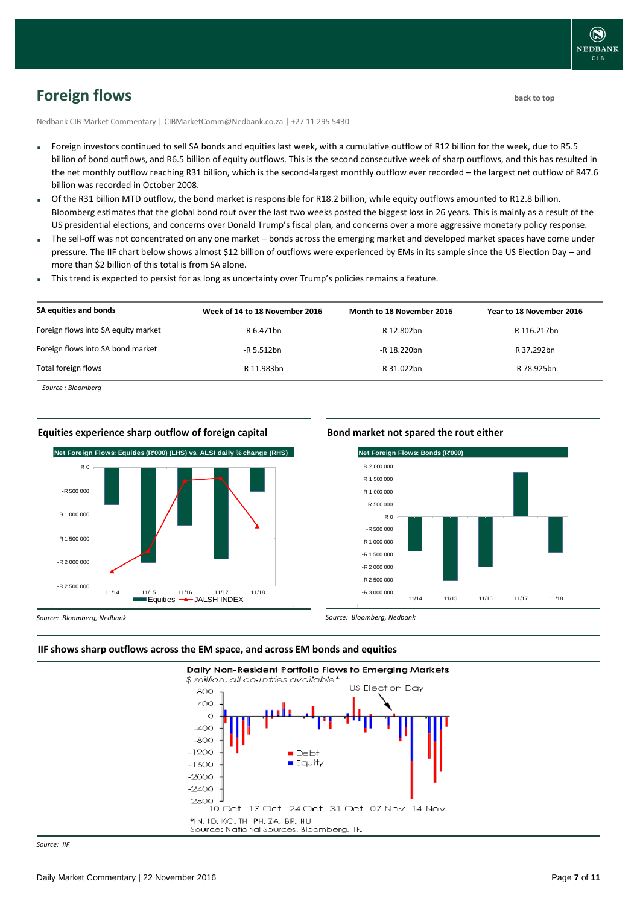## Foreign flows

back to top

Nedbank CIB Market Commentary | CIBMarketComm@Nedbank.co.za | +27 11 295 5430

- Foreign investors continued to sell SA bonds and equities last week, with a cumulative outflow of R12 billion for the week, due to R5.5 billion of bond outflows, and R6.5 billion of equity outflows. This is the second consecutive week of sharp outflows, and this has resulted in the net monthly outflow reaching R31 billion, which is the second-largest monthly outflow ever recorded – the largest net outflow of R47.6 billion was recorded in October 2008.
- Of the R31 billion MTD outflow, the bond market is responsible for R18.2 billion, while equity outflows amounted to R12.8 billion. Bloomberg estimates that the global bond rout over the last two weeks posted the biggest loss in 26 years. This is mainly as a result of the US presidential elections, and concerns over Donald Trump's fiscal plan, and concerns over a more aggressive monetary policy response.
- The sell-off was not concentrated on any one market – bonds across the emerging market and developed market spaces have come under pressure. The IIF chart below shows almost $12 billion of outflows were experienced by EMs in its sample since the US Election Day – and more than $2 billion of this total is from SA alone.
- This trend is expected to persist for as long as uncertainty over Trump's policies remains a feature.

| SA equities and bonds | Week of 14 to 18 November 2016 | Month to 18 November 2016 | Year to 18 November 2016 |
|---|---|---|---|
| Foreign flows into SA equity market | -R 6.471bn | -R 12.802bn | -R 116.217bn |
| Foreign flows into SA bond market | -R 5.512bn | -R 18.220bn | R 37.292bn |
| Total foreign flows | -R 11.983bn | -R 31.022bn | -R 78.925bn |

*Source : Bloomberg*

**Equities experience sharp outflow of foreign capital**

*Source: Bloomberg, Nedbank*

**Bond market not spared the rout either**

*Source: Bloomberg, Nedbank*

**IIF shows sharp outflows across the EM space, and across EM bonds and equities**

*Source: IIF*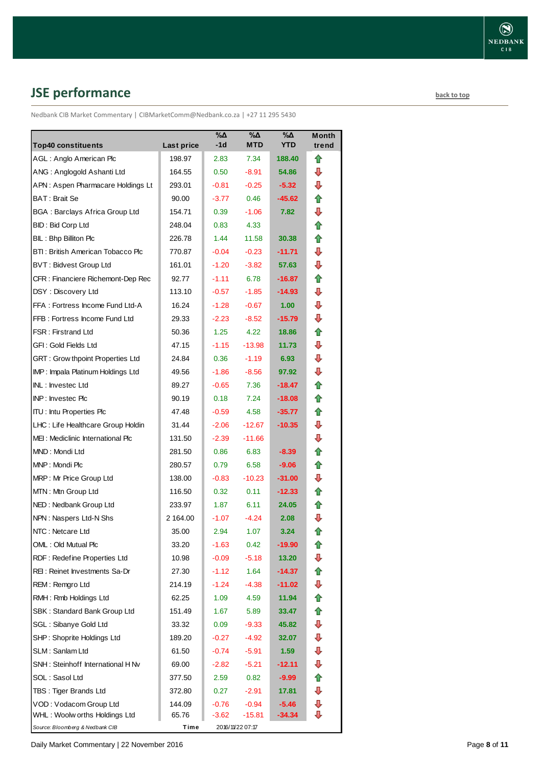## JSE performance

back to top

Nedbank CIB Market Commentary | CIBMarketComm@Nedbank.co.za | +27 11 295 5430

| Top40 constituents | Last price | %Δ -1d | %Δ MTD | %Δ YTD | Month trend |
|---|---|---|---|---|---|
| AGL : Anglo American Plc | 198.97 | 2.83 | 7.34 | 188.40 | ⇧ |
| ANG : Anglogold Ashanti Ltd | 164.55 | 0.50 | -8.91 | 54.86 | ⇩ |
| APN : Aspen Pharmacare Holdings Lt | 293.01 | -0.81 | -0.25 | -5.32 | ⇩ |
| BAT : Brait Se | 90.00 | -3.77 | 0.46 | -45.62 | ⇧ |
| BGA : Barclays Africa Group Ltd | 154.71 | 0.39 | -1.06 | 7.82 | ⇩ |
| BID : Bid Corp Ltd | 248.04 | 0.83 | 4.33 | | ⇧ |
| BIL : Bhp Billiton Plc | 226.78 | 1.44 | 11.58 | 30.38 | ⇧ |
| BTI : British American Tobacco Plc | 770.87 | -0.04 | -0.23 | -11.71 | ⇩ |
| BVT : Bidvest Group Ltd | 161.01 | -1.20 | -3.82 | 57.63 | ⇩ |
| CFR : Financiere Richemont-Dep Rec | 92.77 | -1.11 | 6.78 | -16.87 | ⇧ |
| DSY : Discovery Ltd | 113.10 | -0.57 | -1.85 | -14.93 | ⇩ |
| FFA : Fortress Income Fund Ltd-A | 16.24 | -1.28 | -0.67 | 1.00 | ⇩ |
| FFB : Fortress Income Fund Ltd | 29.33 | -2.23 | -8.52 | -15.79 | ⇩ |
| FSR : Firstrand Ltd | 50.36 | 1.25 | 4.22 | 18.86 | ⇧ |
| GFI : Gold Fields Ltd | 47.15 | -1.15 | -13.98 | 11.73 | ⇩ |
| GRT : Growthpoint Properties Ltd | 24.84 | 0.36 | -1.19 | 6.93 | ⇩ |
| IMP : Impala Platinum Holdings Ltd | 49.56 | -1.86 | -8.56 | 97.92 | ⇩ |
| INL : Investec Ltd | 89.27 | -0.65 | 7.36 | -18.47 | ⇧ |
| INP : Investec Plc | 90.19 | 0.18 | 7.24 | -18.08 | ⇧ |
| ITU : Intu Properties Plc | 47.48 | -0.59 | 4.58 | -35.77 | ⇧ |
| LHC : Life Healthcare Group Holdin | 31.44 | -2.06 | -12.67 | -10.35 | ⇩ |
| MEI : Mediclinic International Plc | 131.50 | -2.39 | -11.66 | | ⇩ |
| MND : Mondi Ltd | 281.50 | 0.86 | 6.83 | -8.39 | ⇧ |
| MNP : Mondi Plc | 280.57 | 0.79 | 6.58 | -9.06 | ⇧ |
| MRP : Mr Price Group Ltd | 138.00 | -0.83 | -10.23 | -31.00 | ⇩ |
| MTN : Mtn Group Ltd | 116.50 | 0.32 | 0.11 | -12.33 | ⇧ |
| NED : Nedbank Group Ltd | 233.97 | 1.87 | 6.11 | 24.05 | ⇧ |
| NPN : Naspers Ltd-N Shs | 2 164.00 | -1.07 | -4.24 | 2.08 | ⇩ |
| NTC : Netcare Ltd | 35.00 | 2.94 | 1.07 | 3.24 | ⇧ |
| OML : Old Mutual Plc | 33.20 | -1.63 | 0.42 | -19.90 | ⇧ |
| RDF : Redefine Properties Ltd | 10.98 | -0.09 | -5.18 | 13.20 | ⇩ |
| REI : Reinet Investments Sa-Dr | 27.30 | -1.12 | 1.64 | -14.37 | ⇧ |
| REM : Remgro Ltd | 214.19 | -1.24 | -4.38 | -11.02 | ⇩ |
| RMH : Rmb Holdings Ltd | 62.25 | 1.09 | 4.59 | 11.94 | ⇧ |
| SBK : Standard Bank Group Ltd | 151.49 | 1.67 | 5.89 | 33.47 | ⇧ |
| SGL : Sibanye Gold Ltd | 33.32 | 0.09 | -9.33 | 45.82 | ⇩ |
| SHP : Shoprite Holdings Ltd | 189.20 | -0.27 | -4.92 | 32.07 | ⇩ |
| SLM : Sanlam Ltd | 61.50 | -0.74 | -5.91 | 1.59 | ⇩ |
| SNH : Steinhoff International H Nv | 69.00 | -2.82 | -5.21 | -12.11 | ⇩ |
| SOL : Sasol Ltd | 377.50 | 2.59 | 0.82 | -9.99 | ⇧ |
| TBS : Tiger Brands Ltd | 372.80 | 0.27 | -2.91 | 17.81 | ⇩ |
| VOD : Vodacom Group Ltd | 144.09 | -0.76 | -0.94 | -5.46 | ⇩ |
| WHL : Woolworths Holdings Ltd | 65.76 | -3.62 | -15.81 | -34.34 | ⇩ |

*Source: Bloomberg & Nedbank CIB* | Time 2016/11/22 07:17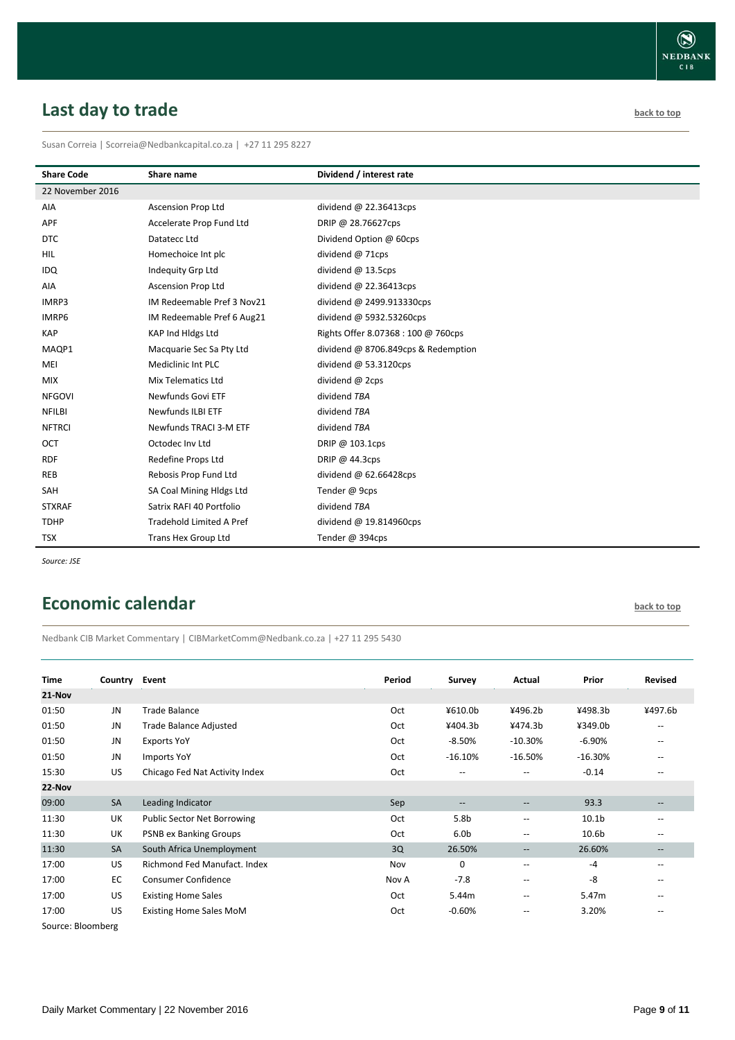## Last day to trade

back to top

Susan Correia | Scorreia@Nedbankcapital.co.za | +27 11 295 8227

| Share Code | Share name | Dividend / interest rate |
|---|---|---|
| 22 November 2016 | | |
| AIA | Ascension Prop Ltd | dividend @ 22.36413cps |
| APF | Accelerate Prop Fund Ltd | DRIP @ 28.76627cps |
| DTC | Datatecc Ltd | Dividend Option @ 60cps |
| HIL | Homechoice Int plc | dividend @ 71cps |
| IDQ | Indequity Grp Ltd | dividend @ 13.5cps |
| AIA | Ascension Prop Ltd | dividend @ 22.36413cps |
| IMRP3 | IM Redeemable Pref 3 Nov21 | dividend @ 2499.913330cps |
| IMRP6 | IM Redeemable Pref 6 Aug21 | dividend @ 5932.53260cps |
| KAP | KAP Ind Hldgs Ltd | Rights Offer 8.07368 : 100 @ 760cps |
| MAQP1 | Macquarie Sec Sa Pty Ltd | dividend @ 8706.849cps & Redemption |
| MEI | Mediclinic Int PLC | dividend @ 53.3120cps |
| MIX | Mix Telematics Ltd | dividend @ 2cps |
| NFGOVI | Newfunds Govi ETF | dividend *TBA* |
| NFILBI | Newfunds ILBI ETF | dividend *TBA* |
| NFTRCI | Newfunds TRACI 3-M ETF | dividend *TBA* |
| OCT | Octodec Inv Ltd | DRIP @ 103.1cps |
| RDF | Redefine Props Ltd | DRIP @ 44.3cps |
| REB | Rebosis Prop Fund Ltd | dividend @ 62.66428cps |
| SAH | SA Coal Mining Hldgs Ltd | Tender @ 9cps |
| STXRAF | Satrix RAFI 40 Portfolio | dividend *TBA* |
| TDHP | Tradehold Limited A Pref | dividend @ 19.814960cps |
| TSX | Trans Hex Group Ltd | Tender @ 394cps |

*Source: JSE*

## Economic calendar

back to top

Nedbank CIB Market Commentary | CIBMarketComm@Nedbank.co.za | +27 11 295 5430

| Time | Country | Event | Period | Survey | Actual | Prior | Revised |
|---|---|---|---|---|---|---|---|
| **21-Nov** | | | | | | | |
| 01:50 | JN | Trade Balance | Oct | ¥610.0b | ¥496.2b | ¥498.3b | ¥497.6b |
| 01:50 | JN | Trade Balance Adjusted | Oct | ¥404.3b | ¥474.3b | ¥349.0b | -- |
| 01:50 | JN | Exports YoY | Oct | -8.50% | -10.30% | -6.90% | -- |
| 01:50 | JN | Imports YoY | Oct | -16.10% | -16.50% | -16.30% | -- |
| 15:30 | US | Chicago Fed Nat Activity Index | Oct | -- | -- | -0.14 | -- |
| **22-Nov** | | | | | | | |
| 09:00 | SA | Leading Indicator | Sep | -- | -- | 93.3 | -- |
| 11:30 | UK | Public Sector Net Borrowing | Oct | 5.8b | -- | 10.1b | -- |
| 11:30 | UK | PSNB ex Banking Groups | Oct | 6.0b | -- | 10.6b | -- |
| 11:30 | SA | South Africa Unemployment | 3Q | 26.50% | -- | 26.60% | -- |
| 17:00 | US | Richmond Fed Manufact. Index | Nov | 0 | -- | -4 | -- |
| 17:00 | EC | Consumer Confidence | Nov A | -7.8 | -- | -8 | -- |
| 17:00 | US | Existing Home Sales | Oct | 5.44m | -- | 5.47m | -- |
| 17:00 | US | Existing Home Sales MoM | Oct | -0.60% | -- | 3.20% | -- |

Source: Bloomberg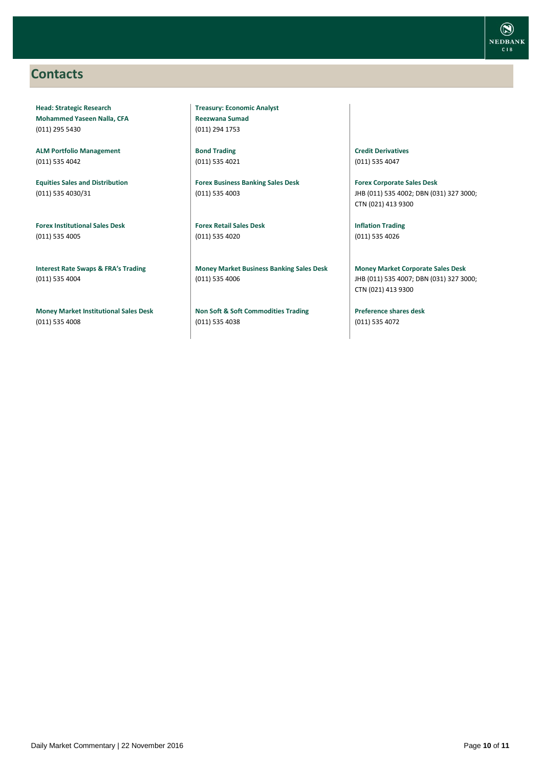## Contacts

**Head: Strategic Research**
**Mohammed Yaseen Nalla, CFA**
(011) 295 5430

**ALM Portfolio Management**
(011) 535 4042

**Equities Sales and Distribution**
(011) 535 4030/31

**Forex Institutional Sales Desk**
(011) 535 4005

**Interest Rate Swaps & FRA's Trading**
(011) 535 4004

**Money Market Institutional Sales Desk**
(011) 535 4008

**Treasury: Economic Analyst**
**Reezwana Sumad**
(011) 294 1753

**Bond Trading**
(011) 535 4021

**Forex Business Banking Sales Desk**
(011) 535 4003

**Forex Retail Sales Desk**
(011) 535 4020

**Money Market Business Banking Sales Desk**
(011) 535 4006

**Non Soft & Soft Commodities Trading**
(011) 535 4038

**Credit Derivatives**
(011) 535 4047

**Forex Corporate Sales Desk**
JHB (011) 535 4002; DBN (031) 327 3000; CTN (021) 413 9300

**Inflation Trading**
(011) 535 4026

**Money Market Corporate Sales Desk**
JHB (011) 535 4007; DBN (031) 327 3000; CTN (021) 413 9300

**Preference shares desk**
(011) 535 4072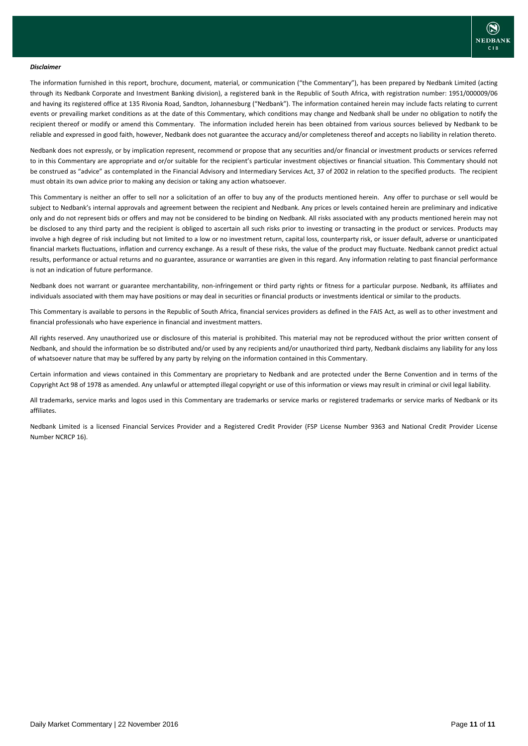***Disclaimer***

The information furnished in this report, brochure, document, material, or communication ("the Commentary"), has been prepared by Nedbank Limited (acting through its Nedbank Corporate and Investment Banking division), a registered bank in the Republic of South Africa, with registration number: 1951/000009/06 and having its registered office at 135 Rivonia Road, Sandton, Johannesburg ("Nedbank"). The information contained herein may include facts relating to current events or prevailing market conditions as at the date of this Commentary, which conditions may change and Nedbank shall be under no obligation to notify the recipient thereof or modify or amend this Commentary. The information included herein has been obtained from various sources believed by Nedbank to be reliable and expressed in good faith, however, Nedbank does not guarantee the accuracy and/or completeness thereof and accepts no liability in relation thereto.

Nedbank does not expressly, or by implication represent, recommend or propose that any securities and/or financial or investment products or services referred to in this Commentary are appropriate and or/or suitable for the recipient's particular investment objectives or financial situation. This Commentary should not be construed as "advice" as contemplated in the Financial Advisory and Intermediary Services Act, 37 of 2002 in relation to the specified products. The recipient must obtain its own advice prior to making any decision or taking any action whatsoever.

This Commentary is neither an offer to sell nor a solicitation of an offer to buy any of the products mentioned herein. Any offer to purchase or sell would be subject to Nedbank's internal approvals and agreement between the recipient and Nedbank. Any prices or levels contained herein are preliminary and indicative only and do not represent bids or offers and may not be considered to be binding on Nedbank. All risks associated with any products mentioned herein may not be disclosed to any third party and the recipient is obliged to ascertain all such risks prior to investing or transacting in the product or services. Products may involve a high degree of risk including but not limited to a low or no investment return, capital loss, counterparty risk, or issuer default, adverse or unanticipated financial markets fluctuations, inflation and currency exchange. As a result of these risks, the value of the product may fluctuate. Nedbank cannot predict actual results, performance or actual returns and no guarantee, assurance or warranties are given in this regard. Any information relating to past financial performance is not an indication of future performance.

Nedbank does not warrant or guarantee merchantability, non-infringement or third party rights or fitness for a particular purpose. Nedbank, its affiliates and individuals associated with them may have positions or may deal in securities or financial products or investments identical or similar to the products.

This Commentary is available to persons in the Republic of South Africa, financial services providers as defined in the FAIS Act, as well as to other investment and financial professionals who have experience in financial and investment matters.

All rights reserved. Any unauthorized use or disclosure of this material is prohibited. This material may not be reproduced without the prior written consent of Nedbank, and should the information be so distributed and/or used by any recipients and/or unauthorized third party, Nedbank disclaims any liability for any loss of whatsoever nature that may be suffered by any party by relying on the information contained in this Commentary.

Certain information and views contained in this Commentary are proprietary to Nedbank and are protected under the Berne Convention and in terms of the Copyright Act 98 of 1978 as amended. Any unlawful or attempted illegal copyright or use of this information or views may result in criminal or civil legal liability.

All trademarks, service marks and logos used in this Commentary are trademarks or service marks or registered trademarks or service marks of Nedbank or its affiliates.

Nedbank Limited is a licensed Financial Services Provider and a Registered Credit Provider (FSP License Number 9363 and National Credit Provider License Number NCRCP 16).